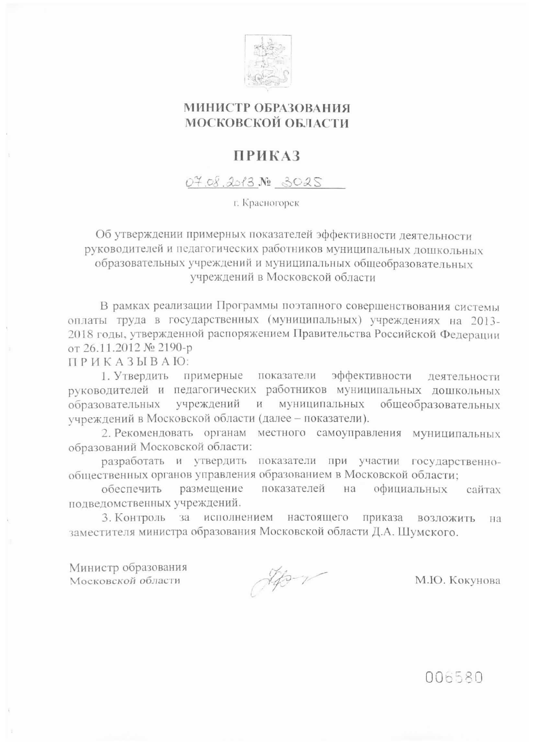# МИНИСТР ОБРАЗОВАНИЯ МОСКОВСКОЙ ОБЛАСТИ

## ПРИКАЗ

07.08.2013 № 3025

г. Красногорск

Об утверждении примерных показателей эффективности деятельности руководителей и педагогических работников муниципальных дошкольных образовательных учреждений и муниципальных общеобразовательных учреждений в Московской области

В рамках реализации Программы поэтапного совершенствования системы оплаты труда в государственных (муниципальных) учреждениях на 2013-2018 годы, утвержденной распоряжением Правительства Российской Федерации от 26.11.2012 № 2190-р

П Р И К А З Ы В А Ю:

1. Утвердить примерные показатели эффективности деятельности руководителей и педагогических работников муниципальных дошкольных образовательных учреждений и муниципальных общеобразовательных учреждений в Московской области (далее – показатели).

2. Рекомендовать органам местного самоуправления муниципальных образований Московской области:

разработать и утвердить показатели при участии государственно-общественных органов управления образованием в Московской области;

обеспечить размещение показателей на официальных сайтах подведомственных учреждений.

3. Контроль за исполнением настоящего приказа возложить на заместителя министра образования Московской области Д.А. Шумского.

Министр образования Московской области — М.Ю. Кокунова

006580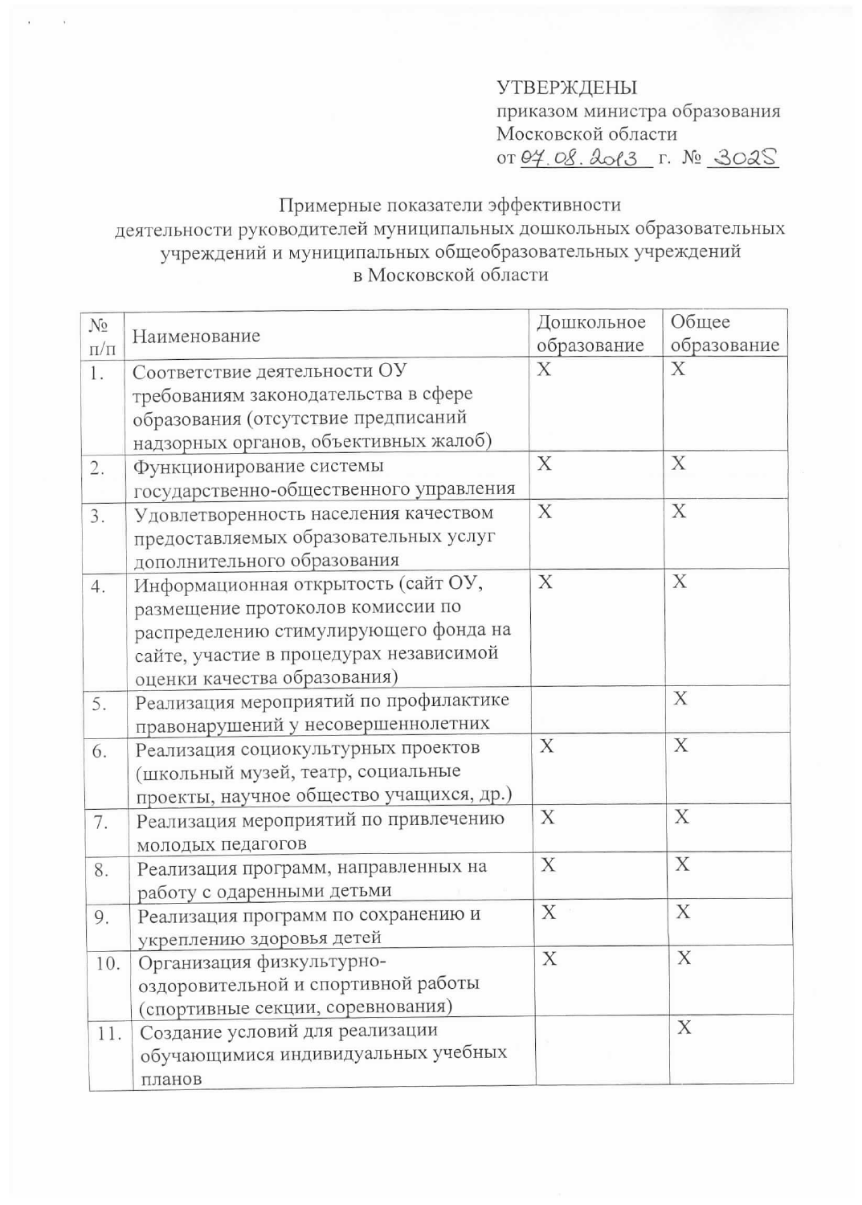УТВЕРЖДЕНЫ
приказом министра образования
Московской области
от 07.08.2013 г. № 3025

Примерные показатели эффективности
деятельности руководителей муниципальных дошкольных образовательных учреждений и муниципальных общеобразовательных учреждений
в Московской области

| № п/п | Наименование | Дошкольное образование | Общее образование |
|---|---|---|---|
| 1. | Соответствие деятельности ОУ требованиям законодательства в сфере образования (отсутствие предписаний надзорных органов, объективных жалоб) | X | X |
| 2. | Функционирование системы государственно-общественного управления | X | X |
| 3. | Удовлетворенность населения качеством предоставляемых образовательных услуг дополнительного образования | X | X |
| 4. | Информационная открытость (сайт ОУ, размещение протоколов комиссии по распределению стимулирующего фонда на сайте, участие в процедурах независимой оценки качества образования) | X | X |
| 5. | Реализация мероприятий по профилактике правонарушений у несовершеннолетних | | X |
| 6. | Реализация социокультурных проектов (школьный музей, театр, социальные проекты, научное общество учащихся, др.) | X | X |
| 7. | Реализация мероприятий по привлечению молодых педагогов | X | X |
| 8. | Реализация программ, направленных на работу с одаренными детьми | X | X |
| 9. | Реализация программ по сохранению и укреплению здоровья детей | X | X |
| 10. | Организация физкультурно-оздоровительной и спортивной работы (спортивные секции, соревнования) | X | X |
| 11. | Создание условий для реализации обучающимися индивидуальных учебных планов | | X |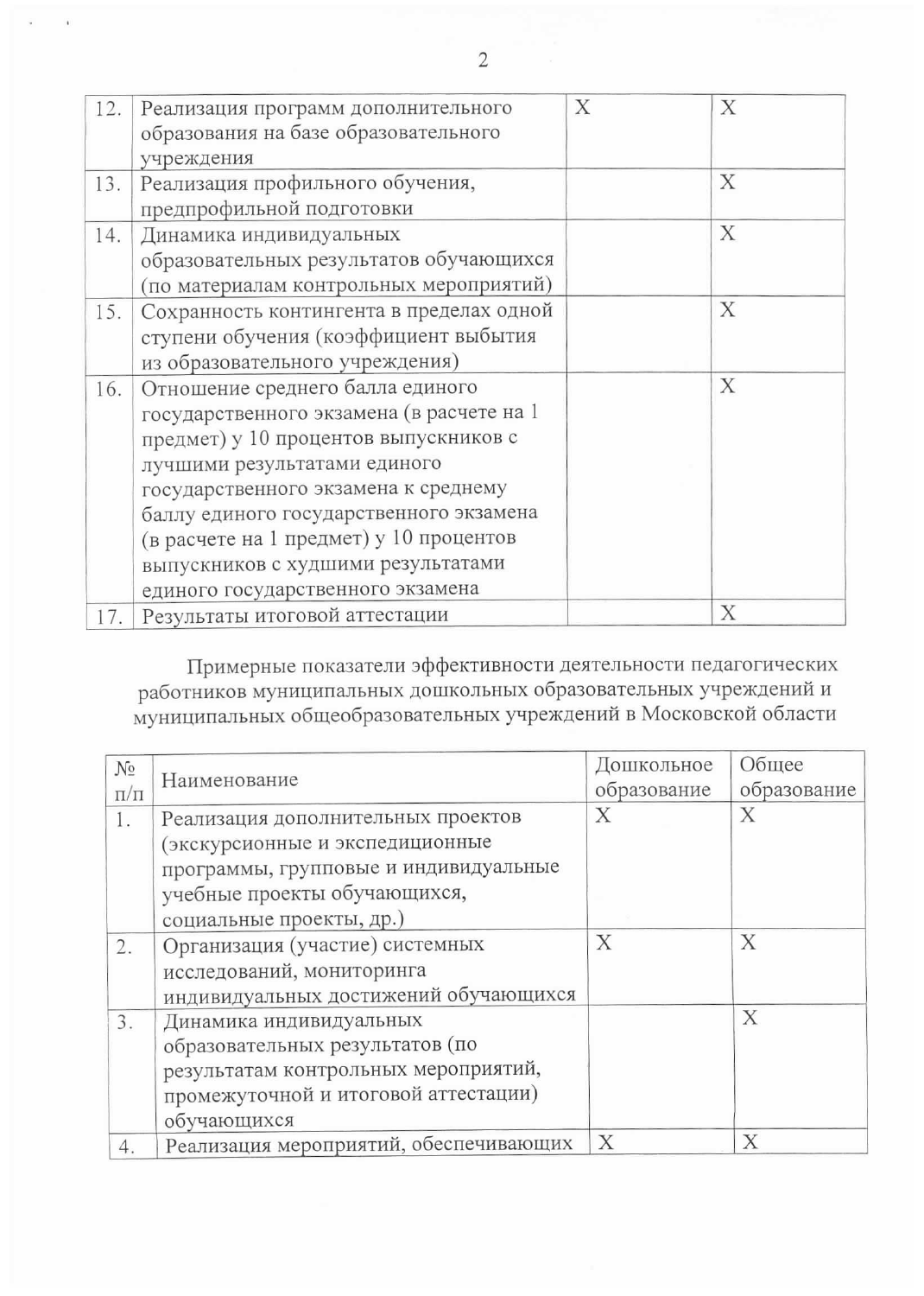| 12. | Реализация программ дополнительного образования на базе образовательного учреждения | X | X |
|---|---|---|---|
| 13. | Реализация профильного обучения, предпрофильной подготовки | | X |
| 14. | Динамика индивидуальных образовательных результатов обучающихся (по материалам контрольных мероприятий) | | X |
| 15. | Сохранность контингента в пределах одной ступени обучения (коэффициент выбытия из образовательного учреждения) | | X |
| 16. | Отношение среднего балла единого государственного экзамена (в расчете на 1 предмет) у 10 процентов выпускников с лучшими результатами единого государственного экзамена к среднему баллу единого государственного экзамена (в расчете на 1 предмет) у 10 процентов выпускников с худшими результатами единого государственного экзамена | | X |
| 17. | Результаты итоговой аттестации | | X |

Примерные показатели эффективности деятельности педагогических работников муниципальных дошкольных образовательных учреждений и муниципальных общеобразовательных учреждений в Московской области

| № п/п | Наименование | Дошкольное образование | Общее образование |
|---|---|---|---|
| 1. | Реализация дополнительных проектов (экскурсионные и экспедиционные программы, групповые и индивидуальные учебные проекты обучающихся, социальные проекты, др.) | X | X |
| 2. | Организация (участие) системных исследований, мониторинга индивидуальных достижений обучающихся | X | X |
| 3. | Динамика индивидуальных образовательных результатов (по результатам контрольных мероприятий, промежуточной и итоговой аттестации) обучающихся | | X |
| 4. | Реализация мероприятий, обеспечивающих | X | X |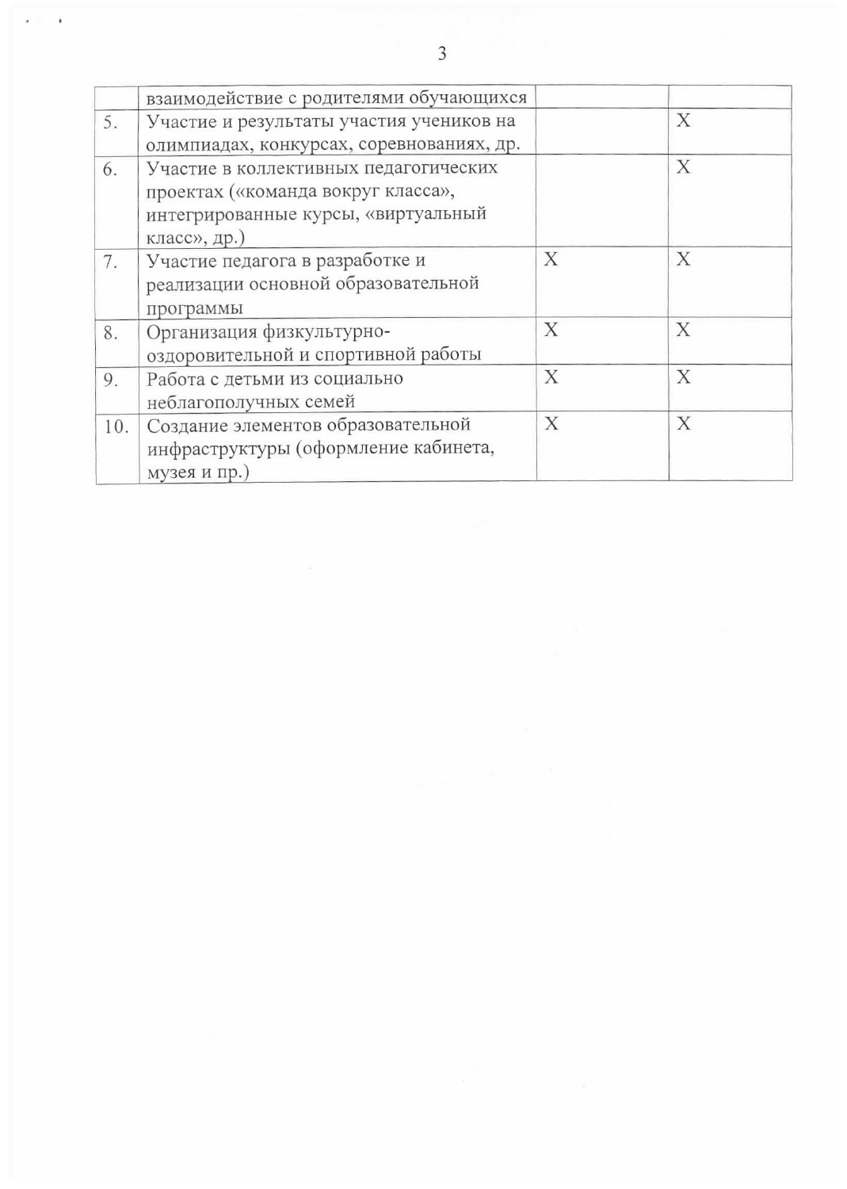| | | | |
|---|---|---|---|
| | взаимодействие с родителями обучающихся | | |
| 5. | Участие и результаты участия учеников на олимпиадах, конкурсах, соревнованиях, др. | | X |
| 6. | Участие в коллективных педагогических проектах («команда вокруг класса», интегрированные курсы, «виртуальный класс», др.) | | X |
| 7. | Участие педагога в разработке и реализации основной образовательной программы | X | X |
| 8. | Организация физкультурно-оздоровительной и спортивной работы | X | X |
| 9. | Работа с детьми из социально неблагополучных семей | X | X |
| 10. | Создание элементов образовательной инфраструктуры (оформление кабинета, музея и пр.) | X | X |